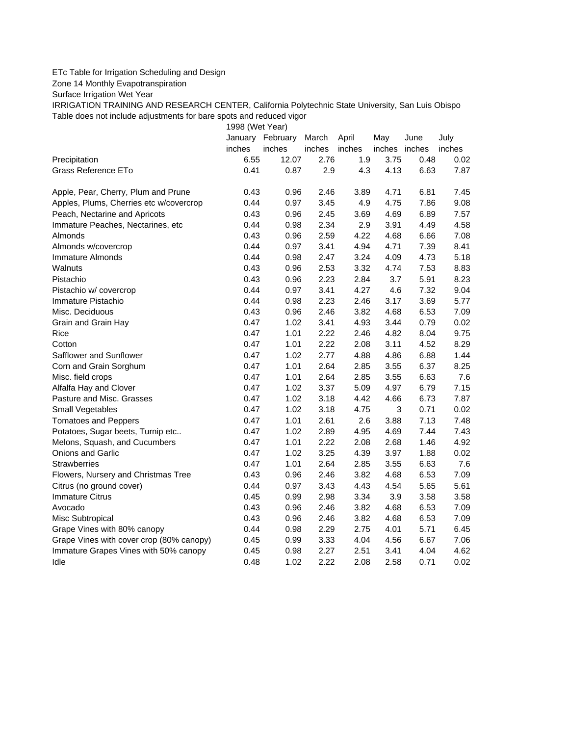ETc Table for Irrigation Scheduling and Design

Zone 14 Monthly Evapotranspiration

Surface Irrigation Wet Year

IRRIGATION TRAINING AND RESEARCH CENTER, California Polytechnic State University, San Luis Obispo

Table does not include adjustments for bare spots and reduced vigor

| | 1998 (Wet Year) | | | | | | |
|---|---|---|---|---|---|---|---|
| | January | February | March | April | May | June | July |
| | inches | inches | inches | inches | inches | inches | inches |
| Precipitation | 6.55 | 12.07 | 2.76 | 1.9 | 3.75 | 0.48 | 0.02 |
| Grass Reference ETo | 0.41 | 0.87 | 2.9 | 4.3 | 4.13 | 6.63 | 7.87 |
| | | | | | | | |
| Apple, Pear, Cherry, Plum and Prune | 0.43 | 0.96 | 2.46 | 3.89 | 4.71 | 6.81 | 7.45 |
| Apples, Plums, Cherries etc w/covercrop | 0.44 | 0.97 | 3.45 | 4.9 | 4.75 | 7.86 | 9.08 |
| Peach, Nectarine and Apricots | 0.43 | 0.96 | 2.45 | 3.69 | 4.69 | 6.89 | 7.57 |
| Immature Peaches, Nectarines, etc | 0.44 | 0.98 | 2.34 | 2.9 | 3.91 | 4.49 | 4.58 |
| Almonds | 0.43 | 0.96 | 2.59 | 4.22 | 4.68 | 6.66 | 7.08 |
| Almonds w/covercrop | 0.44 | 0.97 | 3.41 | 4.94 | 4.71 | 7.39 | 8.41 |
| Immature Almonds | 0.44 | 0.98 | 2.47 | 3.24 | 4.09 | 4.73 | 5.18 |
| Walnuts | 0.43 | 0.96 | 2.53 | 3.32 | 4.74 | 7.53 | 8.83 |
| Pistachio | 0.43 | 0.96 | 2.23 | 2.84 | 3.7 | 5.91 | 8.23 |
| Pistachio w/ covercrop | 0.44 | 0.97 | 3.41 | 4.27 | 4.6 | 7.32 | 9.04 |
| Immature Pistachio | 0.44 | 0.98 | 2.23 | 2.46 | 3.17 | 3.69 | 5.77 |
| Misc. Deciduous | 0.43 | 0.96 | 2.46 | 3.82 | 4.68 | 6.53 | 7.09 |
| Grain and Grain Hay | 0.47 | 1.02 | 3.41 | 4.93 | 3.44 | 0.79 | 0.02 |
| Rice | 0.47 | 1.01 | 2.22 | 2.46 | 4.82 | 8.04 | 9.75 |
| Cotton | 0.47 | 1.01 | 2.22 | 2.08 | 3.11 | 4.52 | 8.29 |
| Safflower and Sunflower | 0.47 | 1.02 | 2.77 | 4.88 | 4.86 | 6.88 | 1.44 |
| Corn and Grain Sorghum | 0.47 | 1.01 | 2.64 | 2.85 | 3.55 | 6.37 | 8.25 |
| Misc. field crops | 0.47 | 1.01 | 2.64 | 2.85 | 3.55 | 6.63 | 7.6 |
| Alfalfa Hay and Clover | 0.47 | 1.02 | 3.37 | 5.09 | 4.97 | 6.79 | 7.15 |
| Pasture and Misc. Grasses | 0.47 | 1.02 | 3.18 | 4.42 | 4.66 | 6.73 | 7.87 |
| Small Vegetables | 0.47 | 1.02 | 3.18 | 4.75 | 3 | 0.71 | 0.02 |
| Tomatoes and Peppers | 0.47 | 1.01 | 2.61 | 2.6 | 3.88 | 7.13 | 7.48 |
| Potatoes, Sugar beets, Turnip etc.. | 0.47 | 1.02 | 2.89 | 4.95 | 4.69 | 7.44 | 7.43 |
| Melons, Squash, and Cucumbers | 0.47 | 1.01 | 2.22 | 2.08 | 2.68 | 1.46 | 4.92 |
| Onions and Garlic | 0.47 | 1.02 | 3.25 | 4.39 | 3.97 | 1.88 | 0.02 |
| Strawberries | 0.47 | 1.01 | 2.64 | 2.85 | 3.55 | 6.63 | 7.6 |
| Flowers, Nursery and Christmas Tree | 0.43 | 0.96 | 2.46 | 3.82 | 4.68 | 6.53 | 7.09 |
| Citrus (no ground cover) | 0.44 | 0.97 | 3.43 | 4.43 | 4.54 | 5.65 | 5.61 |
| Immature Citrus | 0.45 | 0.99 | 2.98 | 3.34 | 3.9 | 3.58 | 3.58 |
| Avocado | 0.43 | 0.96 | 2.46 | 3.82 | 4.68 | 6.53 | 7.09 |
| Misc Subtropical | 0.43 | 0.96 | 2.46 | 3.82 | 4.68 | 6.53 | 7.09 |
| Grape Vines with 80% canopy | 0.44 | 0.98 | 2.29 | 2.75 | 4.01 | 5.71 | 6.45 |
| Grape Vines with cover crop (80% canopy) | 0.45 | 0.99 | 3.33 | 4.04 | 4.56 | 6.67 | 7.06 |
| Immature Grapes Vines with 50% canopy | 0.45 | 0.98 | 2.27 | 2.51 | 3.41 | 4.04 | 4.62 |
| Idle | 0.48 | 1.02 | 2.22 | 2.08 | 2.58 | 0.71 | 0.02 |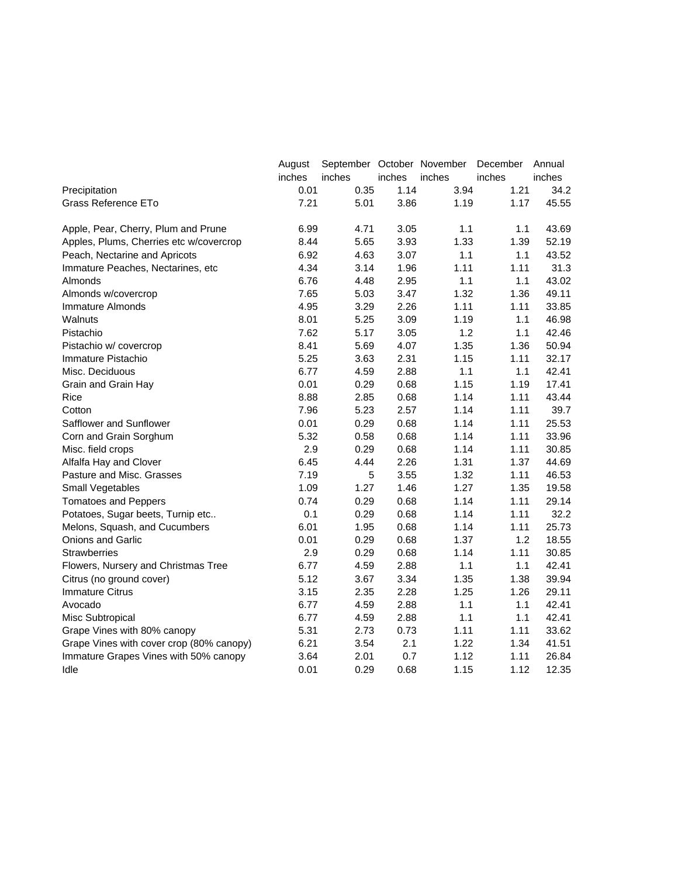| | August inches | September inches | October inches | November inches | December inches | Annual inches |
|---|---|---|---|---|---|---|
| Precipitation | 0.01 | 0.35 | 1.14 | 3.94 | 1.21 | 34.2 |
| Grass Reference ETo | 7.21 | 5.01 | 3.86 | 1.19 | 1.17 | 45.55 |
| | | | | | | |
| Apple, Pear, Cherry, Plum and Prune | 6.99 | 4.71 | 3.05 | 1.1 | 1.1 | 43.69 |
| Apples, Plums, Cherries etc w/covercrop | 8.44 | 5.65 | 3.93 | 1.33 | 1.39 | 52.19 |
| Peach, Nectarine and Apricots | 6.92 | 4.63 | 3.07 | 1.1 | 1.1 | 43.52 |
| Immature Peaches, Nectarines, etc | 4.34 | 3.14 | 1.96 | 1.11 | 1.11 | 31.3 |
| Almonds | 6.76 | 4.48 | 2.95 | 1.1 | 1.1 | 43.02 |
| Almonds w/covercrop | 7.65 | 5.03 | 3.47 | 1.32 | 1.36 | 49.11 |
| Immature Almonds | 4.95 | 3.29 | 2.26 | 1.11 | 1.11 | 33.85 |
| Walnuts | 8.01 | 5.25 | 3.09 | 1.19 | 1.1 | 46.98 |
| Pistachio | 7.62 | 5.17 | 3.05 | 1.2 | 1.1 | 42.46 |
| Pistachio w/ covercrop | 8.41 | 5.69 | 4.07 | 1.35 | 1.36 | 50.94 |
| Immature Pistachio | 5.25 | 3.63 | 2.31 | 1.15 | 1.11 | 32.17 |
| Misc. Deciduous | 6.77 | 4.59 | 2.88 | 1.1 | 1.1 | 42.41 |
| Grain and Grain Hay | 0.01 | 0.29 | 0.68 | 1.15 | 1.19 | 17.41 |
| Rice | 8.88 | 2.85 | 0.68 | 1.14 | 1.11 | 43.44 |
| Cotton | 7.96 | 5.23 | 2.57 | 1.14 | 1.11 | 39.7 |
| Safflower and Sunflower | 0.01 | 0.29 | 0.68 | 1.14 | 1.11 | 25.53 |
| Corn and Grain Sorghum | 5.32 | 0.58 | 0.68 | 1.14 | 1.11 | 33.96 |
| Misc. field crops | 2.9 | 0.29 | 0.68 | 1.14 | 1.11 | 30.85 |
| Alfalfa Hay and Clover | 6.45 | 4.44 | 2.26 | 1.31 | 1.37 | 44.69 |
| Pasture and Misc. Grasses | 7.19 | 5 | 3.55 | 1.32 | 1.11 | 46.53 |
| Small Vegetables | 1.09 | 1.27 | 1.46 | 1.27 | 1.35 | 19.58 |
| Tomatoes and Peppers | 0.74 | 0.29 | 0.68 | 1.14 | 1.11 | 29.14 |
| Potatoes, Sugar beets, Turnip etc.. | 0.1 | 0.29 | 0.68 | 1.14 | 1.11 | 32.2 |
| Melons, Squash, and Cucumbers | 6.01 | 1.95 | 0.68 | 1.14 | 1.11 | 25.73 |
| Onions and Garlic | 0.01 | 0.29 | 0.68 | 1.37 | 1.2 | 18.55 |
| Strawberries | 2.9 | 0.29 | 0.68 | 1.14 | 1.11 | 30.85 |
| Flowers, Nursery and Christmas Tree | 6.77 | 4.59 | 2.88 | 1.1 | 1.1 | 42.41 |
| Citrus (no ground cover) | 5.12 | 3.67 | 3.34 | 1.35 | 1.38 | 39.94 |
| Immature Citrus | 3.15 | 2.35 | 2.28 | 1.25 | 1.26 | 29.11 |
| Avocado | 6.77 | 4.59 | 2.88 | 1.1 | 1.1 | 42.41 |
| Misc Subtropical | 6.77 | 4.59 | 2.88 | 1.1 | 1.1 | 42.41 |
| Grape Vines with 80% canopy | 5.31 | 2.73 | 0.73 | 1.11 | 1.11 | 33.62 |
| Grape Vines with cover crop (80% canopy) | 6.21 | 3.54 | 2.1 | 1.22 | 1.34 | 41.51 |
| Immature Grapes Vines with 50% canopy | 3.64 | 2.01 | 0.7 | 1.12 | 1.11 | 26.84 |
| Idle | 0.01 | 0.29 | 0.68 | 1.15 | 1.12 | 12.35 |